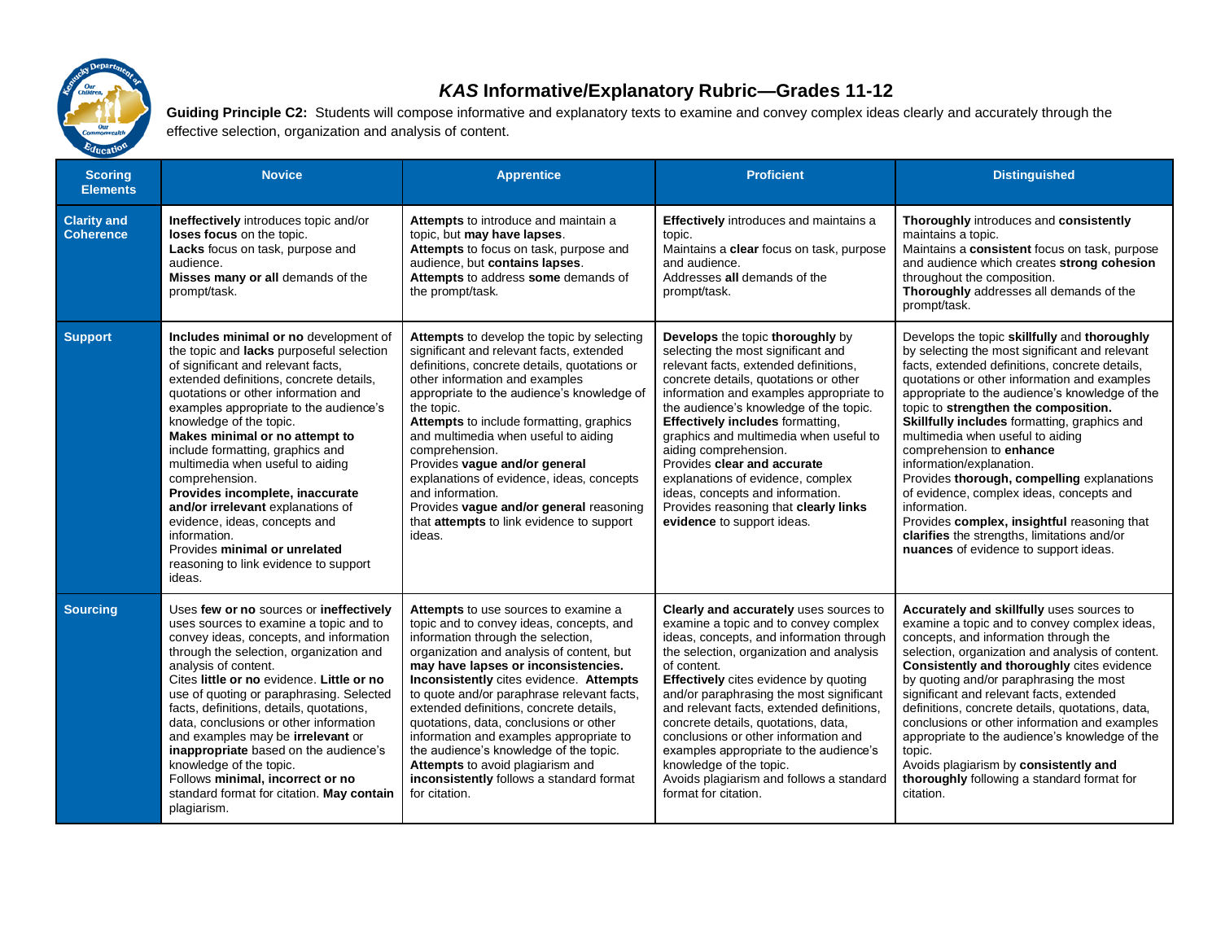# *KAS* Informative/Explanatory Rubric—Grades 11-12

**Guiding Principle C2:** Students will compose informative and explanatory texts to examine and convey complex ideas clearly and accurately through the effective selection, organization and analysis of content.

| Scoring Elements | Novice | Apprentice | Proficient | Distinguished |
|---|---|---|---|---|
| **Clarity and Coherence** | **Ineffectively** introduces topic and/or **loses focus** on the topic.<br>**Lacks** focus on task, purpose and audience.<br>**Misses many or all** demands of the prompt/task. | **Attempts** to introduce and maintain a topic, but **may have lapses**.<br>**Attempts** to focus on task, purpose and audience, but **contains lapses**.<br>**Attempts** to address **some** demands of the prompt/task. | **Effectively** introduces and maintains a topic.<br>Maintains a **clear** focus on task, purpose and audience.<br>Addresses **all** demands of the prompt/task. | **Thoroughly** introduces and **consistently** maintains a topic.<br>Maintains a **consistent** focus on task, purpose and audience which creates **strong cohesion** throughout the composition.<br>**Thoroughly** addresses all demands of the prompt/task. |
| **Support** | **Includes minimal or no** development of the topic and **lacks** purposeful selection of significant and relevant facts, extended definitions, concrete details, quotations or other information and examples appropriate to the audience's knowledge of the topic.<br>**Makes minimal or no attempt to** include formatting, graphics and multimedia when useful to aiding comprehension.<br>**Provides incomplete, inaccurate and/or irrelevant** explanations of evidence, ideas, concepts and information.<br>Provides **minimal or unrelated** reasoning to link evidence to support ideas. | **Attempts** to develop the topic by selecting significant and relevant facts, extended definitions, concrete details, quotations or other information and examples appropriate to the audience's knowledge of the topic.<br>**Attempts** to include formatting, graphics and multimedia when useful to aiding comprehension.<br>Provides **vague and/or general** explanations of evidence, ideas, concepts and information.<br>Provides **vague and/or general** reasoning that **attempts** to link evidence to support ideas. | **Develops** the topic **thoroughly** by selecting the most significant and relevant facts, extended definitions, concrete details, quotations or other information and examples appropriate to the audience's knowledge of the topic.<br>**Effectively includes** formatting, graphics and multimedia when useful to aiding comprehension.<br>Provides **clear and accurate** explanations of evidence, complex ideas, concepts and information.<br>Provides reasoning that **clearly links evidence** to support ideas. | Develops the topic **skillfully** and **thoroughly** by selecting the most significant and relevant facts, extended definitions, concrete details, quotations or other information and examples appropriate to the audience's knowledge of the topic to **strengthen the composition.**<br>**Skillfully includes** formatting, graphics and multimedia when useful to aiding comprehension to **enhance** information/explanation.<br>Provides **thorough, compelling** explanations of evidence, complex ideas, concepts and information.<br>Provides **complex, insightful** reasoning that **clarifies** the strengths, limitations and/or **nuances** of evidence to support ideas. |
| **Sourcing** | Uses **few or no** sources or **ineffectively** uses sources to examine a topic and to convey ideas, concepts, and information through the selection, organization and analysis of content.<br>Cites **little or no** evidence. **Little or no** use of quoting or paraphrasing. Selected facts, definitions, details, quotations, data, conclusions or other information and examples may be **irrelevant** or **inappropriate** based on the audience's knowledge of the topic.<br>Follows **minimal, incorrect or no** standard format for citation. **May contain** plagiarism. | **Attempts** to use sources to examine a topic and to convey ideas, concepts, and information through the selection, organization and analysis of content, but **may have lapses or inconsistencies.**<br>**Inconsistently** cites evidence. **Attempts** to quote and/or paraphrase relevant facts, extended definitions, concrete details, quotations, data, conclusions or other information and examples appropriate to the audience's knowledge of the topic.<br>**Attempts** to avoid plagiarism and **inconsistently** follows a standard format for citation. | **Clearly and accurately** uses sources to examine a topic and to convey complex ideas, concepts, and information through the selection, organization and analysis of content.<br>**Effectively** cites evidence by quoting and/or paraphrasing the most significant and relevant facts, extended definitions, concrete details, quotations, data, conclusions or other information and examples appropriate to the audience's knowledge of the topic.<br>Avoids plagiarism and follows a standard format for citation. | **Accurately and skillfully** uses sources to examine a topic and to convey complex ideas, concepts, and information through the selection, organization and analysis of content.<br>**Consistently and thoroughly** cites evidence by quoting and/or paraphrasing the most significant and relevant facts, extended definitions, concrete details, quotations, data, conclusions or other information and examples appropriate to the audience's knowledge of the topic.<br>Avoids plagiarism by **consistently and thoroughly** following a standard format for citation. |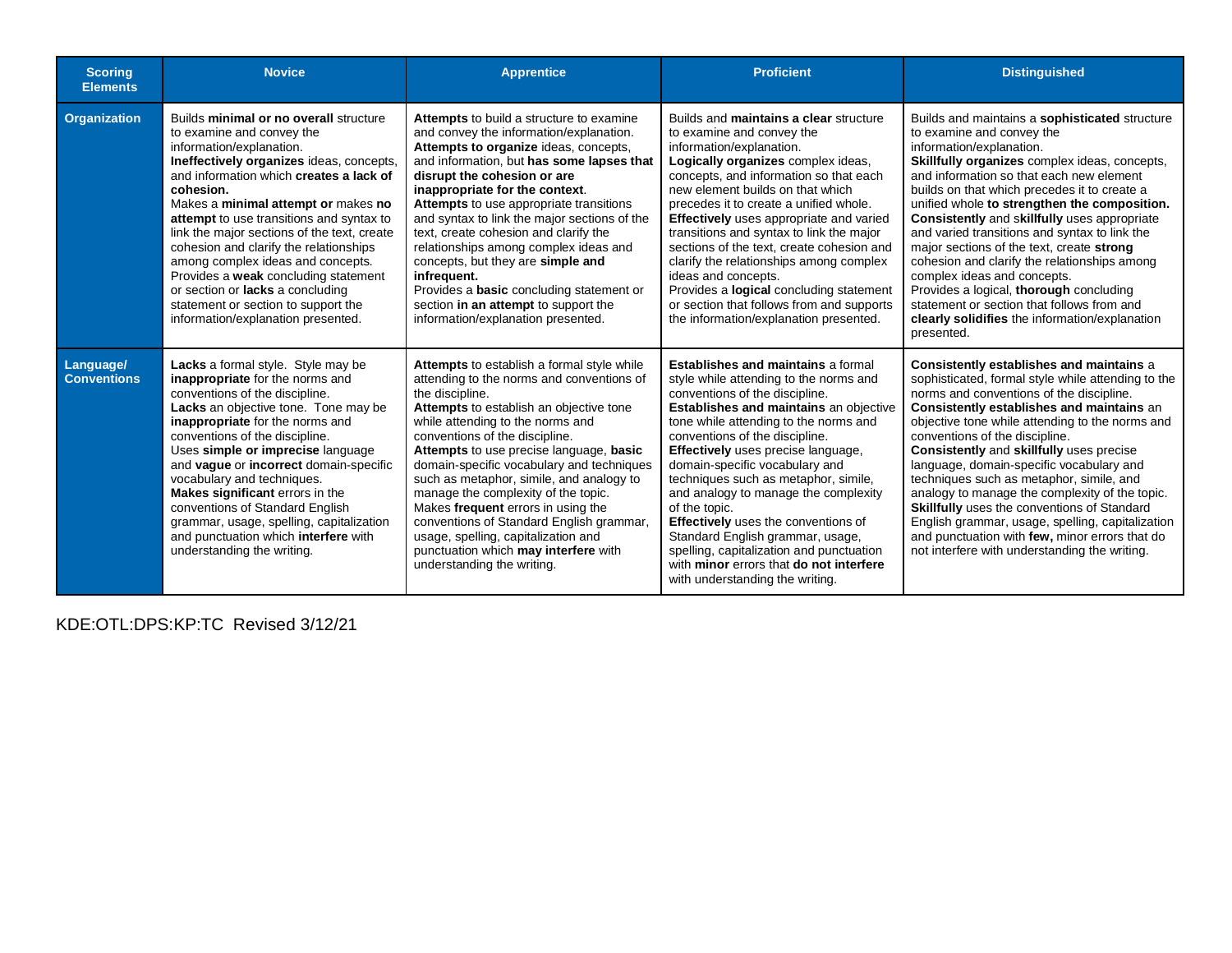| Scoring Elements | Novice | Apprentice | Proficient | Distinguished |
|---|---|---|---|---|
| **Organization** | Builds **minimal or no overall** structure to examine and convey the information/explanation. **Ineffectively organizes** ideas, concepts, and information which **creates a lack of cohesion.** Makes a **minimal attempt or** makes **no attempt** to use transitions and syntax to link the major sections of the text, create cohesion and clarify the relationships among complex ideas and concepts. Provides a **weak** concluding statement or section or **lacks** a concluding statement or section to support the information/explanation presented. | **Attempts** to build a structure to examine and convey the information/explanation. **Attempts to organize** ideas, concepts, and information, but **has some lapses that disrupt the cohesion or are inappropriate for the context**. **Attempts** to use appropriate transitions and syntax to link the major sections of the text, create cohesion and clarify the relationships among complex ideas and concepts, but they are **simple and infrequent.** Provides a **basic** concluding statement or section **in an attempt** to support the information/explanation presented. | Builds and **maintains a clear** structure to examine and convey the information/explanation. **Logically organizes** complex ideas, concepts, and information so that each new element builds on that which precedes it to create a unified whole. **Effectively** uses appropriate and varied transitions and syntax to link the major sections of the text, create cohesion and clarify the relationships among complex ideas and concepts. Provides a **logical** concluding statement or section that follows from and supports the information/explanation presented. | Builds and maintains a **sophisticated** structure to examine and convey the information/explanation. **Skillfully organizes** complex ideas, concepts, and information so that each new element builds on that which precedes it to create a unified whole **to strengthen the composition.** **Consistently** and s**killfully** uses appropriate and varied transitions and syntax to link the major sections of the text, create **strong** cohesion and clarify the relationships among complex ideas and concepts. Provides a logical, **thorough** concluding statement or section that follows from and **clearly solidifies** the information/explanation presented. |
| **Language/ Conventions** | **Lacks** a formal style. Style may be **inappropriate** for the norms and conventions of the discipline. **Lacks** an objective tone. Tone may be **inappropriate** for the norms and conventions of the discipline. Uses **simple or imprecise** language and **vague** or **incorrect** domain-specific vocabulary and techniques. **Makes significant** errors in the conventions of Standard English grammar, usage, spelling, capitalization and punctuation which **interfere** with understanding the writing. | **Attempts** to establish a formal style while attending to the norms and conventions of the discipline. **Attempts** to establish an objective tone while attending to the norms and conventions of the discipline. **Attempts** to use precise language, **basic** domain-specific vocabulary and techniques such as metaphor, simile, and analogy to manage the complexity of the topic. Makes **frequent** errors in using the conventions of Standard English grammar, usage, spelling, capitalization and punctuation which **may interfere** with understanding the writing. | **Establishes and maintains** a formal style while attending to the norms and conventions of the discipline. **Establishes and maintains** an objective tone while attending to the norms and conventions of the discipline. **Effectively** uses precise language, domain-specific vocabulary and techniques such as metaphor, simile, and analogy to manage the complexity of the topic. **Effectively** uses the conventions of Standard English grammar, usage, spelling, capitalization and punctuation with **minor** errors that **do not interfere** with understanding the writing. | **Consistently establishes and maintains** a sophisticated, formal style while attending to the norms and conventions of the discipline. **Consistently establishes and maintains** an objective tone while attending to the norms and conventions of the discipline. **Consistently** and **skillfully** uses precise language, domain-specific vocabulary and techniques such as metaphor, simile, and analogy to manage the complexity of the topic. **Skillfully** uses the conventions of Standard English grammar, usage, spelling, capitalization and punctuation with **few,** minor errors that do not interfere with understanding the writing. |

KDE:OTL:DPS:KP:TC Revised 3/12/21